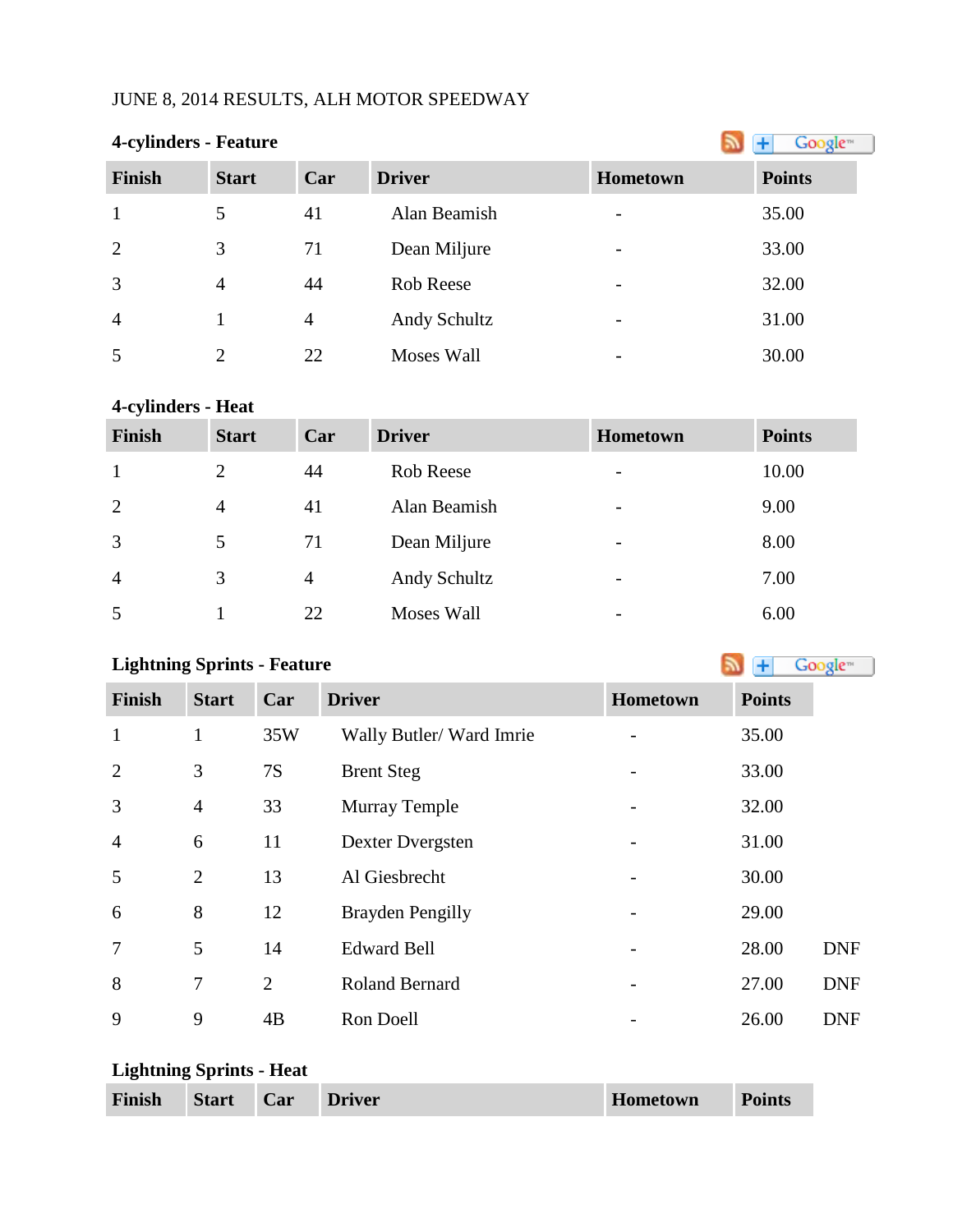JUNE 8, 2014 RESULTS, ALH MOTOR SPEEDWAY

**4-cylinders - Feature**

| Finish | Start | Car | Driver | Hometown | Points |
|---|---|---|---|---|---|
| 1 | 5 | 41 | Alan Beamish | - | 35.00 |
| 2 | 3 | 71 | Dean Miljure | - | 33.00 |
| 3 | 4 | 44 | Rob Reese | - | 32.00 |
| 4 | 1 | 4 | Andy Schultz | - | 31.00 |
| 5 | 2 | 22 | Moses Wall | - | 30.00 |

**4-cylinders - Heat**

| Finish | Start | Car | Driver | Hometown | Points |
|---|---|---|---|---|---|
| 1 | 2 | 44 | Rob Reese | - | 10.00 |
| 2 | 4 | 41 | Alan Beamish | - | 9.00 |
| 3 | 5 | 71 | Dean Miljure | - | 8.00 |
| 4 | 3 | 4 | Andy Schultz | - | 7.00 |
| 5 | 1 | 22 | Moses Wall | - | 6.00 |

**Lightning Sprints - Feature**

| Finish | Start | Car | Driver | Hometown | Points | |
|---|---|---|---|---|---|---|
| 1 | 1 | 35W | Wally Butler/ Ward Imrie | - | 35.00 | |
| 2 | 3 | 7S | Brent Steg | - | 33.00 | |
| 3 | 4 | 33 | Murray Temple | - | 32.00 | |
| 4 | 6 | 11 | Dexter Dvergsten | - | 31.00 | |
| 5 | 2 | 13 | Al Giesbrecht | - | 30.00 | |
| 6 | 8 | 12 | Brayden Pengilly | - | 29.00 | |
| 7 | 5 | 14 | Edward Bell | - | 28.00 | DNF |
| 8 | 7 | 2 | Roland Bernard | - | 27.00 | DNF |
| 9 | 9 | 4B | Ron Doell | - | 26.00 | DNF |

**Lightning Sprints - Heat**

| Finish | Start | Car | Driver | Hometown | Points |
|---|---|---|---|---|---|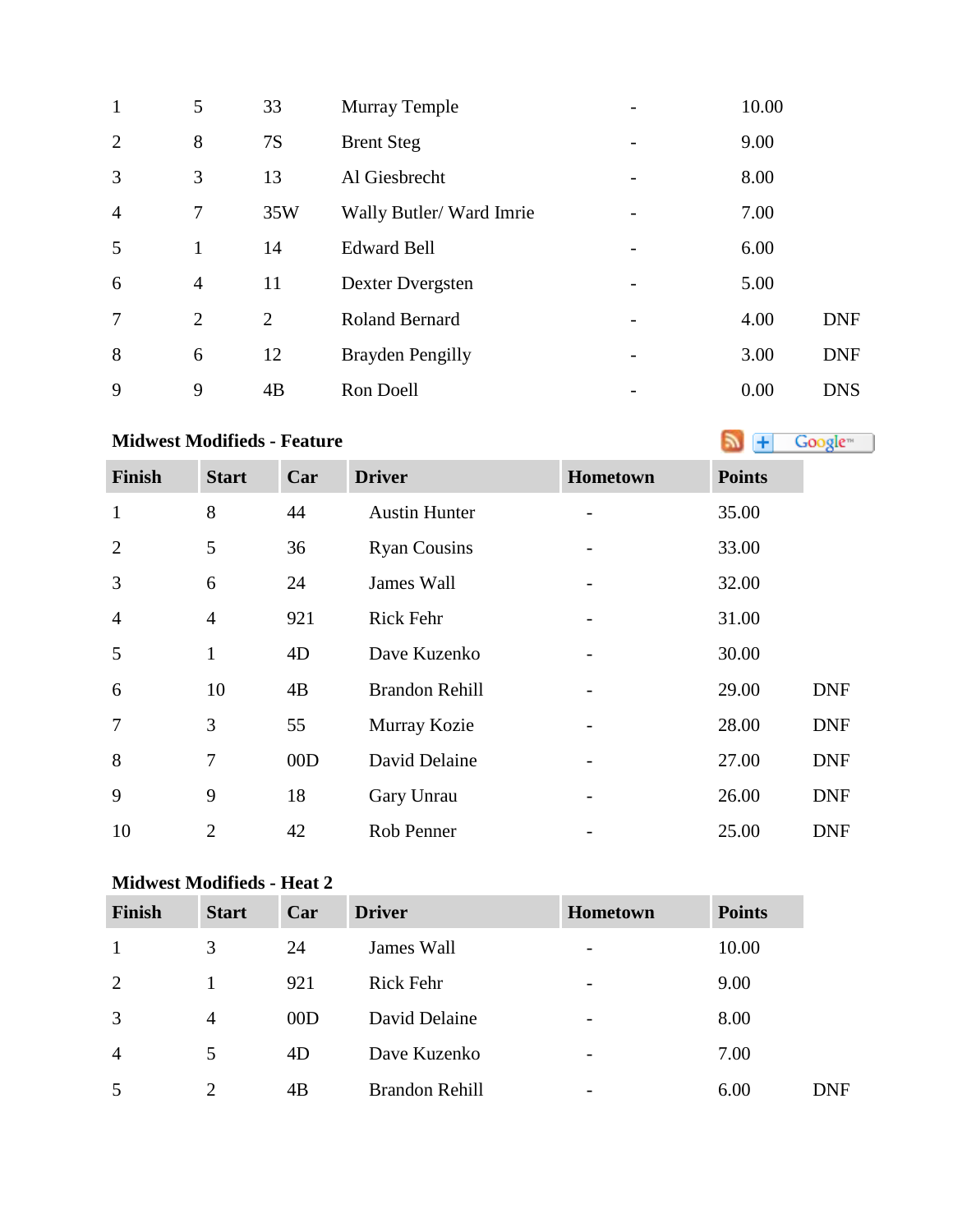| | | | | | | |
|---|---|---|---|---|---|---|
| 1 | 5 | 33 | Murray Temple | - | 10.00 | |
| 2 | 8 | 7S | Brent Steg | - | 9.00 | |
| 3 | 3 | 13 | Al Giesbrecht | - | 8.00 | |
| 4 | 7 | 35W | Wally Butler/ Ward Imrie | - | 7.00 | |
| 5 | 1 | 14 | Edward Bell | - | 6.00 | |
| 6 | 4 | 11 | Dexter Dvergsten | - | 5.00 | |
| 7 | 2 | 2 | Roland Bernard | - | 4.00 | DNF |
| 8 | 6 | 12 | Brayden Pengilly | - | 3.00 | DNF |
| 9 | 9 | 4B | Ron Doell | - | 0.00 | DNS |

**Midwest Modifieds - Feature**

| Finish | Start | Car | Driver | Hometown | Points | |
|---|---|---|---|---|---|---|
| 1 | 8 | 44 | Austin Hunter | - | 35.00 | |
| 2 | 5 | 36 | Ryan Cousins | - | 33.00 | |
| 3 | 6 | 24 | James Wall | - | 32.00 | |
| 4 | 4 | 921 | Rick Fehr | - | 31.00 | |
| 5 | 1 | 4D | Dave Kuzenko | - | 30.00 | |
| 6 | 10 | 4B | Brandon Rehill | - | 29.00 | DNF |
| 7 | 3 | 55 | Murray Kozie | - | 28.00 | DNF |
| 8 | 7 | 00D | David Delaine | - | 27.00 | DNF |
| 9 | 9 | 18 | Gary Unrau | - | 26.00 | DNF |
| 10 | 2 | 42 | Rob Penner | - | 25.00 | DNF |

**Midwest Modifieds - Heat 2**

| Finish | Start | Car | Driver | Hometown | Points | |
|---|---|---|---|---|---|---|
| 1 | 3 | 24 | James Wall | - | 10.00 | |
| 2 | 1 | 921 | Rick Fehr | - | 9.00 | |
| 3 | 4 | 00D | David Delaine | - | 8.00 | |
| 4 | 5 | 4D | Dave Kuzenko | - | 7.00 | |
| 5 | 2 | 4B | Brandon Rehill | - | 6.00 | DNF |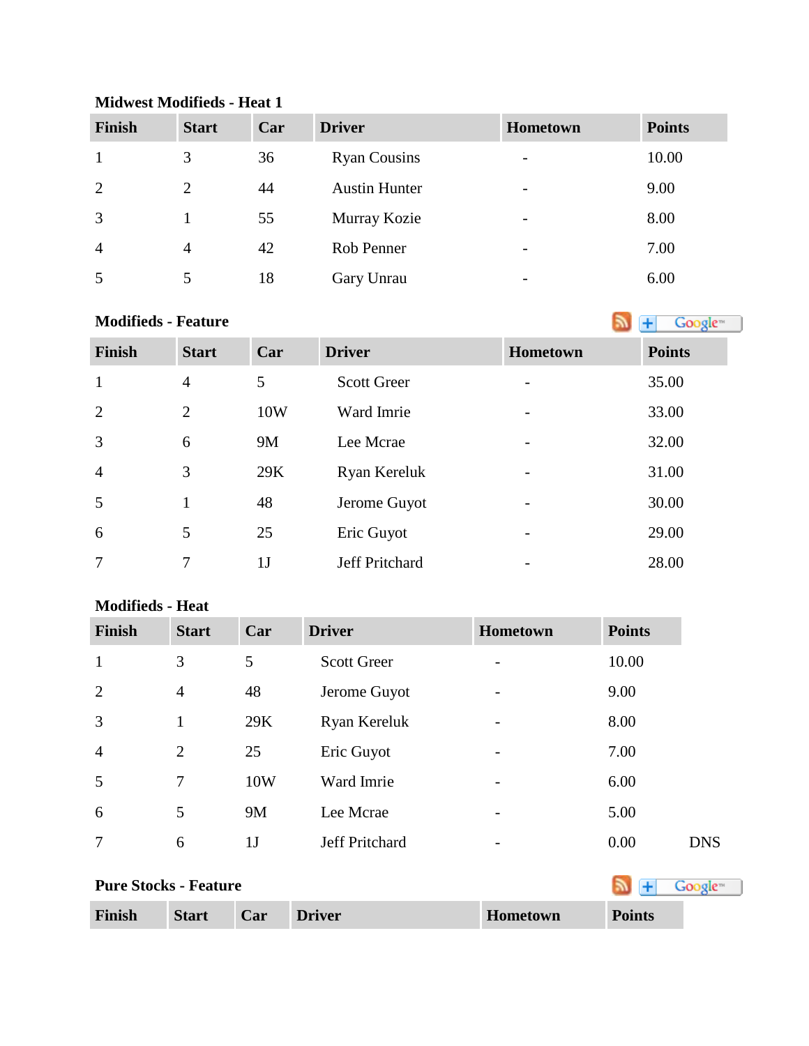**Midwest Modifieds - Heat 1**

| Finish | Start | Car | Driver | Hometown | Points |
|---|---|---|---|---|---|
| 1 | 3 | 36 | Ryan Cousins | - | 10.00 |
| 2 | 2 | 44 | Austin Hunter | - | 9.00 |
| 3 | 1 | 55 | Murray Kozie | - | 8.00 |
| 4 | 4 | 42 | Rob Penner | - | 7.00 |
| 5 | 5 | 18 | Gary Unrau | - | 6.00 |

**Modifieds - Feature**

| Finish | Start | Car | Driver | Hometown | Points |
|---|---|---|---|---|---|
| 1 | 4 | 5 | Scott Greer | - | 35.00 |
| 2 | 2 | 10W | Ward Imrie | - | 33.00 |
| 3 | 6 | 9M | Lee Mcrae | - | 32.00 |
| 4 | 3 | 29K | Ryan Kereluk | - | 31.00 |
| 5 | 1 | 48 | Jerome Guyot | - | 30.00 |
| 6 | 5 | 25 | Eric Guyot | - | 29.00 |
| 7 | 7 | 1J | Jeff Pritchard | - | 28.00 |

**Modifieds - Heat**

| Finish | Start | Car | Driver | Hometown | Points | |
|---|---|---|---|---|---|---|
| 1 | 3 | 5 | Scott Greer | - | 10.00 | |
| 2 | 4 | 48 | Jerome Guyot | - | 9.00 | |
| 3 | 1 | 29K | Ryan Kereluk | - | 8.00 | |
| 4 | 2 | 25 | Eric Guyot | - | 7.00 | |
| 5 | 7 | 10W | Ward Imrie | - | 6.00 | |
| 6 | 5 | 9M | Lee Mcrae | - | 5.00 | |
| 7 | 6 | 1J | Jeff Pritchard | - | 0.00 | DNS |

**Pure Stocks - Feature**

| Finish | Start | Car | Driver | Hometown | Points |
|---|---|---|---|---|---|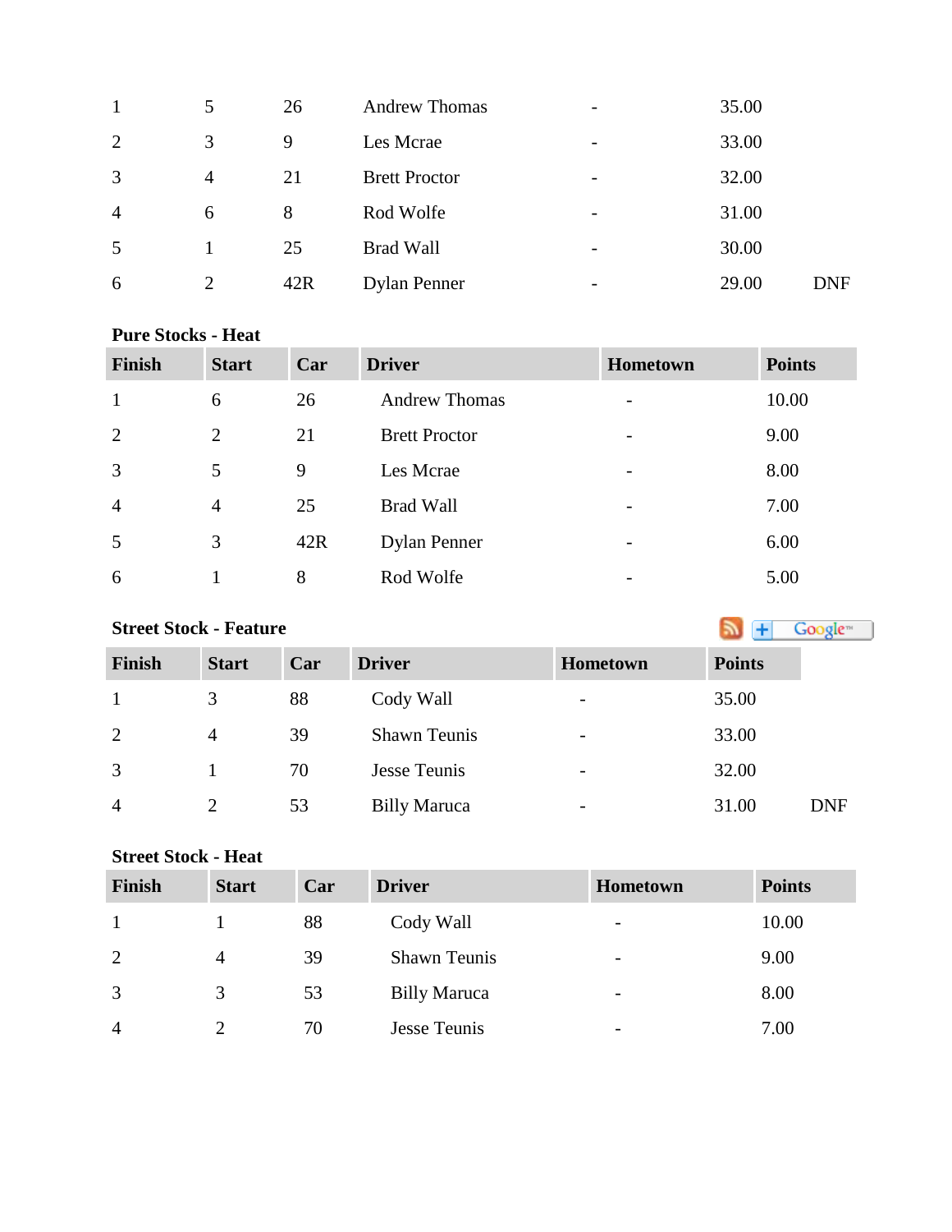| | | | | | | |
|---|---|---|---|---|---|---|
| 1 | 5 | 26 | Andrew Thomas | - | 35.00 | |
| 2 | 3 | 9 | Les Mcrae | - | 33.00 | |
| 3 | 4 | 21 | Brett Proctor | - | 32.00 | |
| 4 | 6 | 8 | Rod Wolfe | - | 31.00 | |
| 5 | 1 | 25 | Brad Wall | - | 30.00 | |
| 6 | 2 | 42R | Dylan Penner | - | 29.00 | DNF |

**Pure Stocks - Heat**

| Finish | Start | Car | Driver | Hometown | Points |
|---|---|---|---|---|---|
| 1 | 6 | 26 | Andrew Thomas | - | 10.00 |
| 2 | 2 | 21 | Brett Proctor | - | 9.00 |
| 3 | 5 | 9 | Les Mcrae | - | 8.00 |
| 4 | 4 | 25 | Brad Wall | - | 7.00 |
| 5 | 3 | 42R | Dylan Penner | - | 6.00 |
| 6 | 1 | 8 | Rod Wolfe | - | 5.00 |

**Street Stock - Feature**

| Finish | Start | Car | Driver | Hometown | Points | |
|---|---|---|---|---|---|---|
| 1 | 3 | 88 | Cody Wall | - | 35.00 | |
| 2 | 4 | 39 | Shawn Teunis | - | 33.00 | |
| 3 | 1 | 70 | Jesse Teunis | - | 32.00 | |
| 4 | 2 | 53 | Billy Maruca | - | 31.00 | DNF |

**Street Stock - Heat**

| Finish | Start | Car | Driver | Hometown | Points |
|---|---|---|---|---|---|
| 1 | 1 | 88 | Cody Wall | - | 10.00 |
| 2 | 4 | 39 | Shawn Teunis | - | 9.00 |
| 3 | 3 | 53 | Billy Maruca | - | 8.00 |
| 4 | 2 | 70 | Jesse Teunis | - | 7.00 |